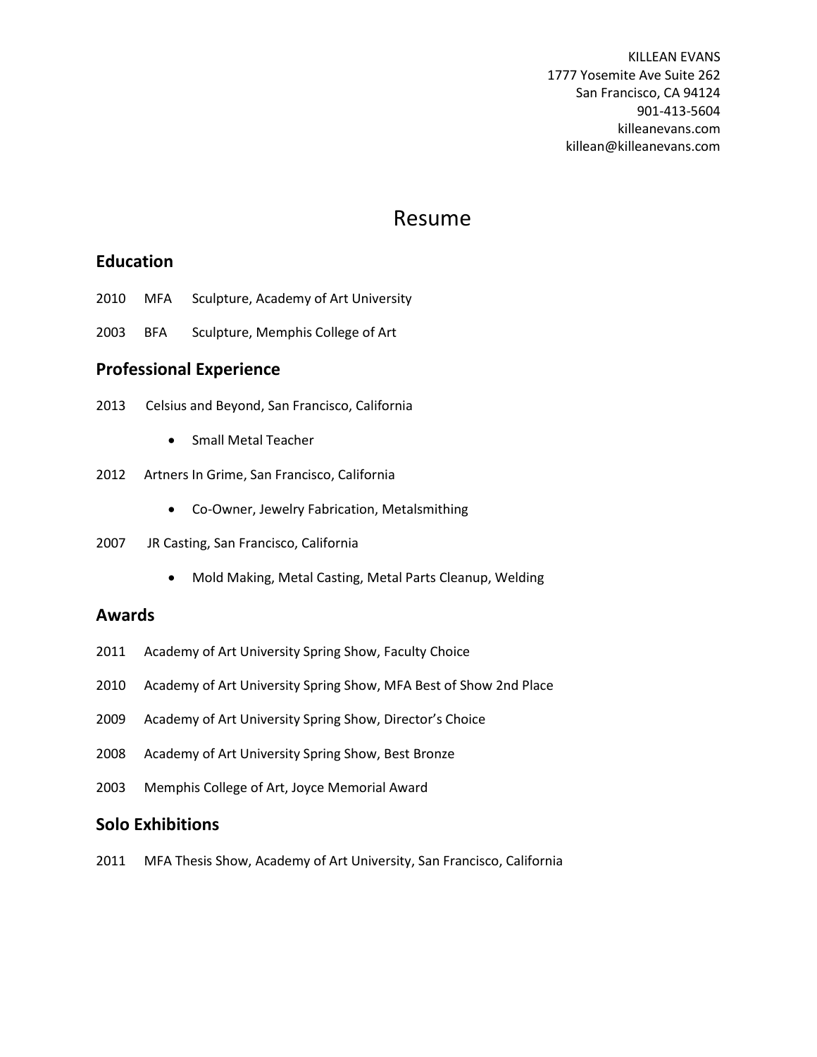KILLEAN EVANS
1777 Yosemite Ave Suite 262
San Francisco, CA 94124
901-413-5604
killeanevans.com
killean@killeanevans.com

# Resume

## Education

2010 MFA Sculpture, Academy of Art University

2003 BFA Sculpture, Memphis College of Art

## Professional Experience

2013 Celsius and Beyond, San Francisco, California

- Small Metal Teacher

2012 Artners In Grime, San Francisco, California

- Co-Owner, Jewelry Fabrication, Metalsmithing

2007 JR Casting, San Francisco, California

- Mold Making, Metal Casting, Metal Parts Cleanup, Welding

## Awards

2011 Academy of Art University Spring Show, Faculty Choice

2010 Academy of Art University Spring Show, MFA Best of Show 2nd Place

2009 Academy of Art University Spring Show, Director's Choice

2008 Academy of Art University Spring Show, Best Bronze

2003 Memphis College of Art, Joyce Memorial Award

## Solo Exhibitions

2011 MFA Thesis Show, Academy of Art University, San Francisco, California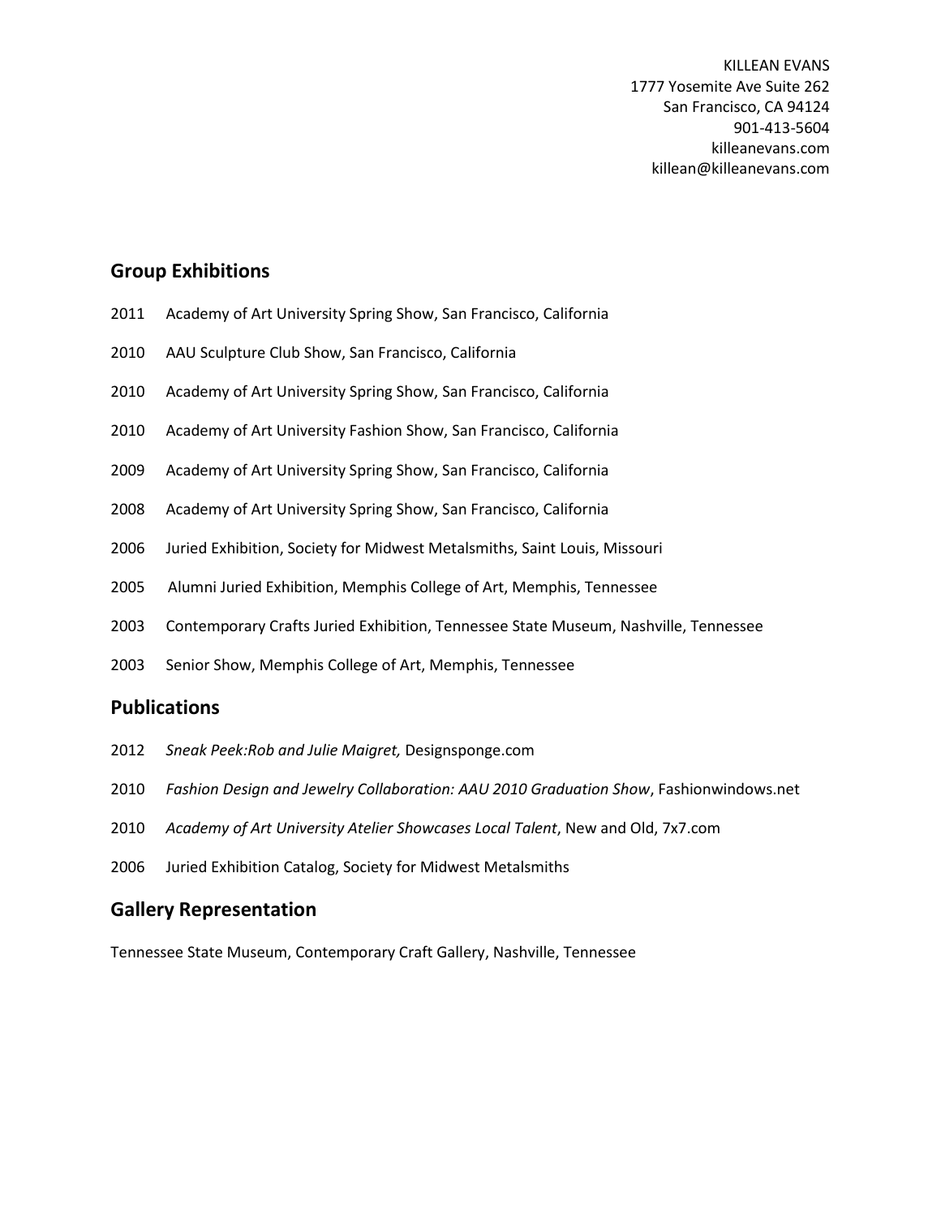KILLEAN EVANS
1777 Yosemite Ave Suite 262
San Francisco, CA 94124
901-413-5604
killeanevans.com
killean@killeanevans.com

## Group Exhibitions

2011 Academy of Art University Spring Show, San Francisco, California

2010 AAU Sculpture Club Show, San Francisco, California

2010 Academy of Art University Spring Show, San Francisco, California

2010 Academy of Art University Fashion Show, San Francisco, California

2009 Academy of Art University Spring Show, San Francisco, California

2008 Academy of Art University Spring Show, San Francisco, California

2006 Juried Exhibition, Society for Midwest Metalsmiths, Saint Louis, Missouri

2005 Alumni Juried Exhibition, Memphis College of Art, Memphis, Tennessee

2003 Contemporary Crafts Juried Exhibition, Tennessee State Museum, Nashville, Tennessee

2003 Senior Show, Memphis College of Art, Memphis, Tennessee

## Publications

2012 *Sneak Peek:Rob and Julie Maigret,* Designsponge.com

2010 *Fashion Design and Jewelry Collaboration: AAU 2010 Graduation Show*, Fashionwindows.net

2010 *Academy of Art University Atelier Showcases Local Talent*, New and Old, 7x7.com

2006 Juried Exhibition Catalog, Society for Midwest Metalsmiths

## Gallery Representation

Tennessee State Museum, Contemporary Craft Gallery, Nashville, Tennessee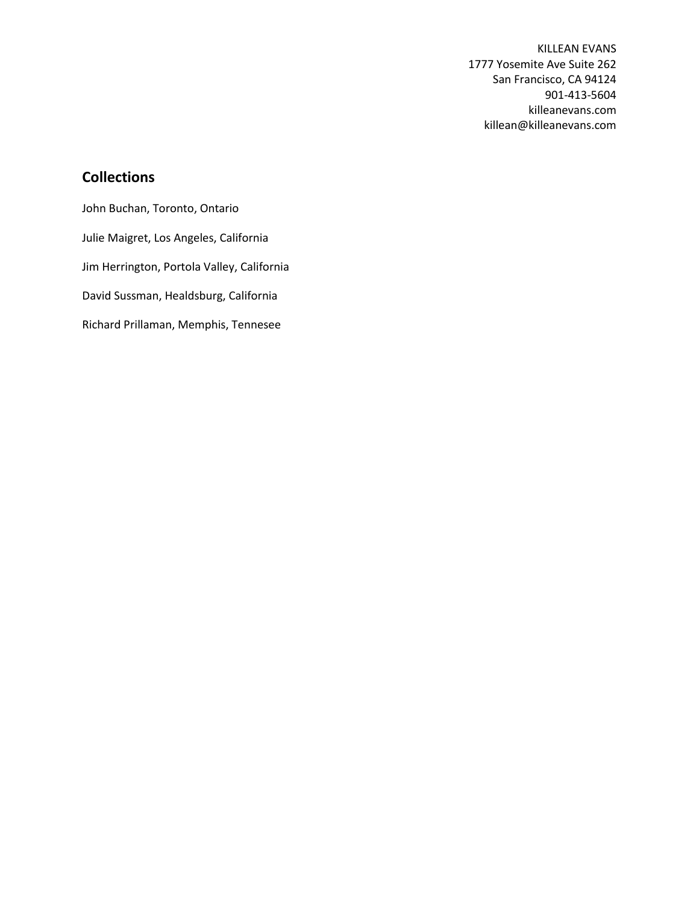KILLEAN EVANS
1777 Yosemite Ave Suite 262
San Francisco, CA 94124
901-413-5604
killeanevans.com
killean@killeanevans.com

## Collections

John Buchan, Toronto, Ontario

Julie Maigret, Los Angeles, California

Jim Herrington, Portola Valley, California

David Sussman, Healdsburg, California

Richard Prillaman, Memphis, Tennesee